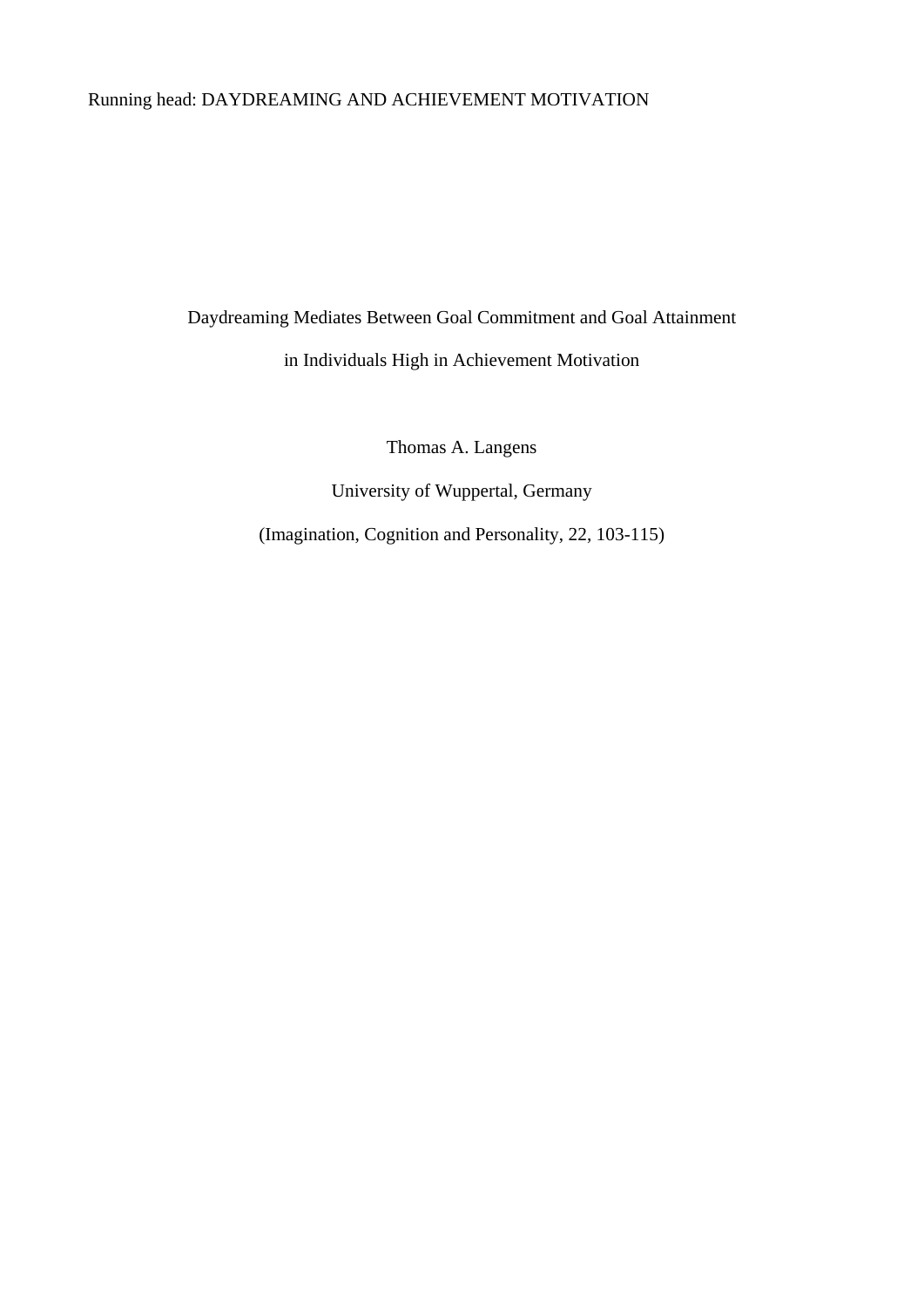Running head: DAYDREAMING AND ACHIEVEMENT MOTIVATION

# Daydreaming Mediates Between Goal Commitment and Goal Attainment in Individuals High in Achievement Motivation

Thomas A. Langens

University of Wuppertal, Germany

(Imagination, Cognition and Personality, 22, 103-115)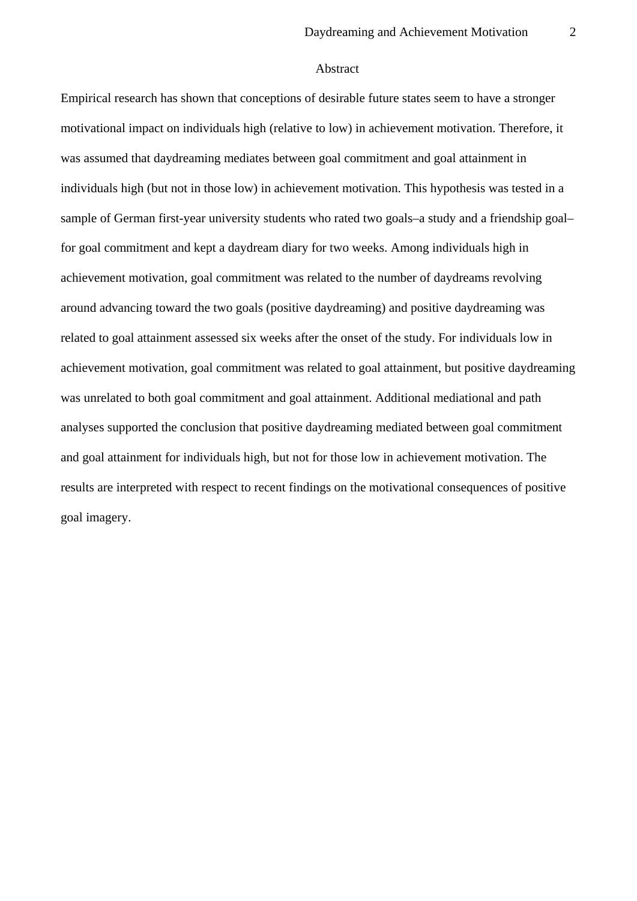# Abstract

Empirical research has shown that conceptions of desirable future states seem to have a stronger motivational impact on individuals high (relative to low) in achievement motivation. Therefore, it was assumed that daydreaming mediates between goal commitment and goal attainment in individuals high (but not in those low) in achievement motivation. This hypothesis was tested in a sample of German first-year university students who rated two goals–a study and a friendship goal–for goal commitment and kept a daydream diary for two weeks. Among individuals high in achievement motivation, goal commitment was related to the number of daydreams revolving around advancing toward the two goals (positive daydreaming) and positive daydreaming was related to goal attainment assessed six weeks after the onset of the study. For individuals low in achievement motivation, goal commitment was related to goal attainment, but positive daydreaming was unrelated to both goal commitment and goal attainment. Additional mediational and path analyses supported the conclusion that positive daydreaming mediated between goal commitment and goal attainment for individuals high, but not for those low in achievement motivation. The results are interpreted with respect to recent findings on the motivational consequences of positive goal imagery.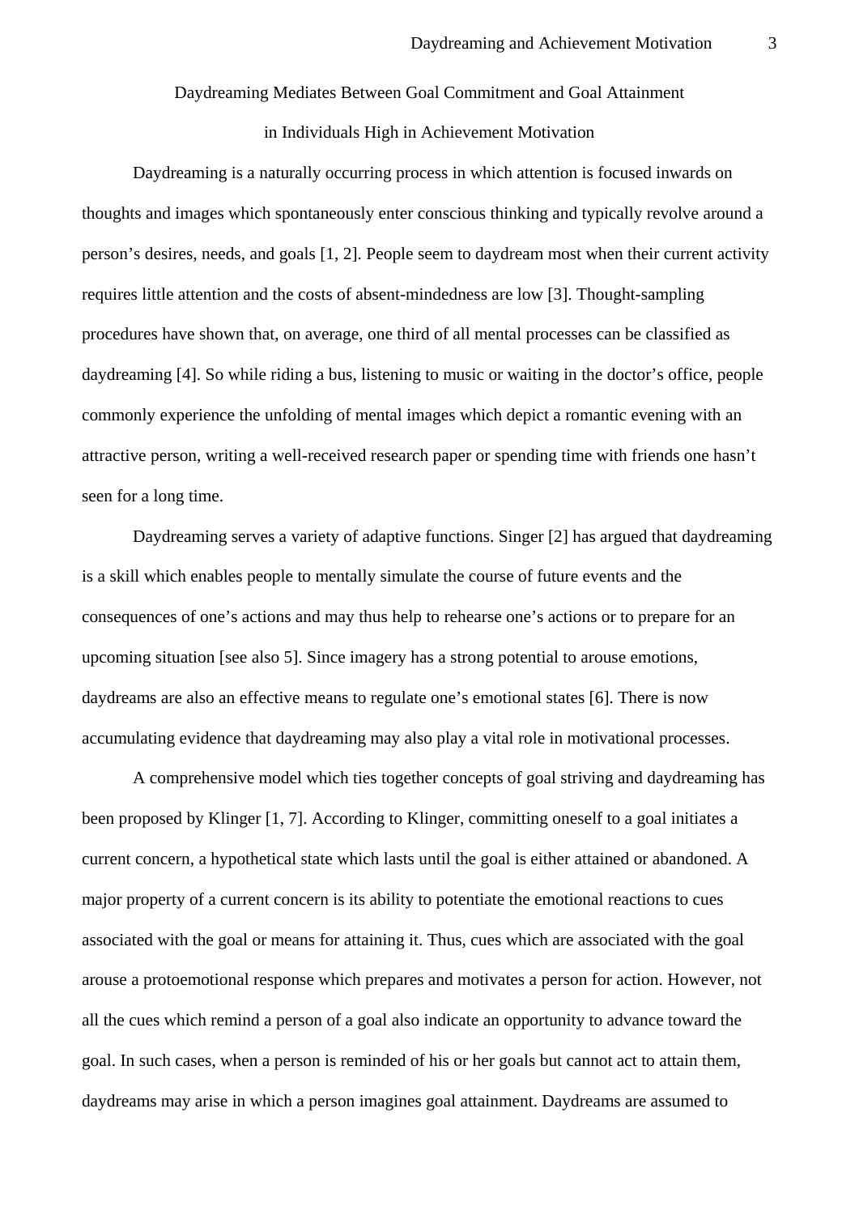# Daydreaming Mediates Between Goal Commitment and Goal Attainment in Individuals High in Achievement Motivation

Daydreaming is a naturally occurring process in which attention is focused inwards on thoughts and images which spontaneously enter conscious thinking and typically revolve around a person's desires, needs, and goals [1, 2]. People seem to daydream most when their current activity requires little attention and the costs of absent-mindedness are low [3]. Thought-sampling procedures have shown that, on average, one third of all mental processes can be classified as daydreaming [4]. So while riding a bus, listening to music or waiting in the doctor's office, people commonly experience the unfolding of mental images which depict a romantic evening with an attractive person, writing a well-received research paper or spending time with friends one hasn't seen for a long time.

Daydreaming serves a variety of adaptive functions. Singer [2] has argued that daydreaming is a skill which enables people to mentally simulate the course of future events and the consequences of one's actions and may thus help to rehearse one's actions or to prepare for an upcoming situation [see also 5]. Since imagery has a strong potential to arouse emotions, daydreams are also an effective means to regulate one's emotional states [6]. There is now accumulating evidence that daydreaming may also play a vital role in motivational processes.

A comprehensive model which ties together concepts of goal striving and daydreaming has been proposed by Klinger [1, 7]. According to Klinger, committing oneself to a goal initiates a current concern, a hypothetical state which lasts until the goal is either attained or abandoned. A major property of a current concern is its ability to potentiate the emotional reactions to cues associated with the goal or means for attaining it. Thus, cues which are associated with the goal arouse a protoemotional response which prepares and motivates a person for action. However, not all the cues which remind a person of a goal also indicate an opportunity to advance toward the goal. In such cases, when a person is reminded of his or her goals but cannot act to attain them, daydreams may arise in which a person imagines goal attainment. Daydreams are assumed to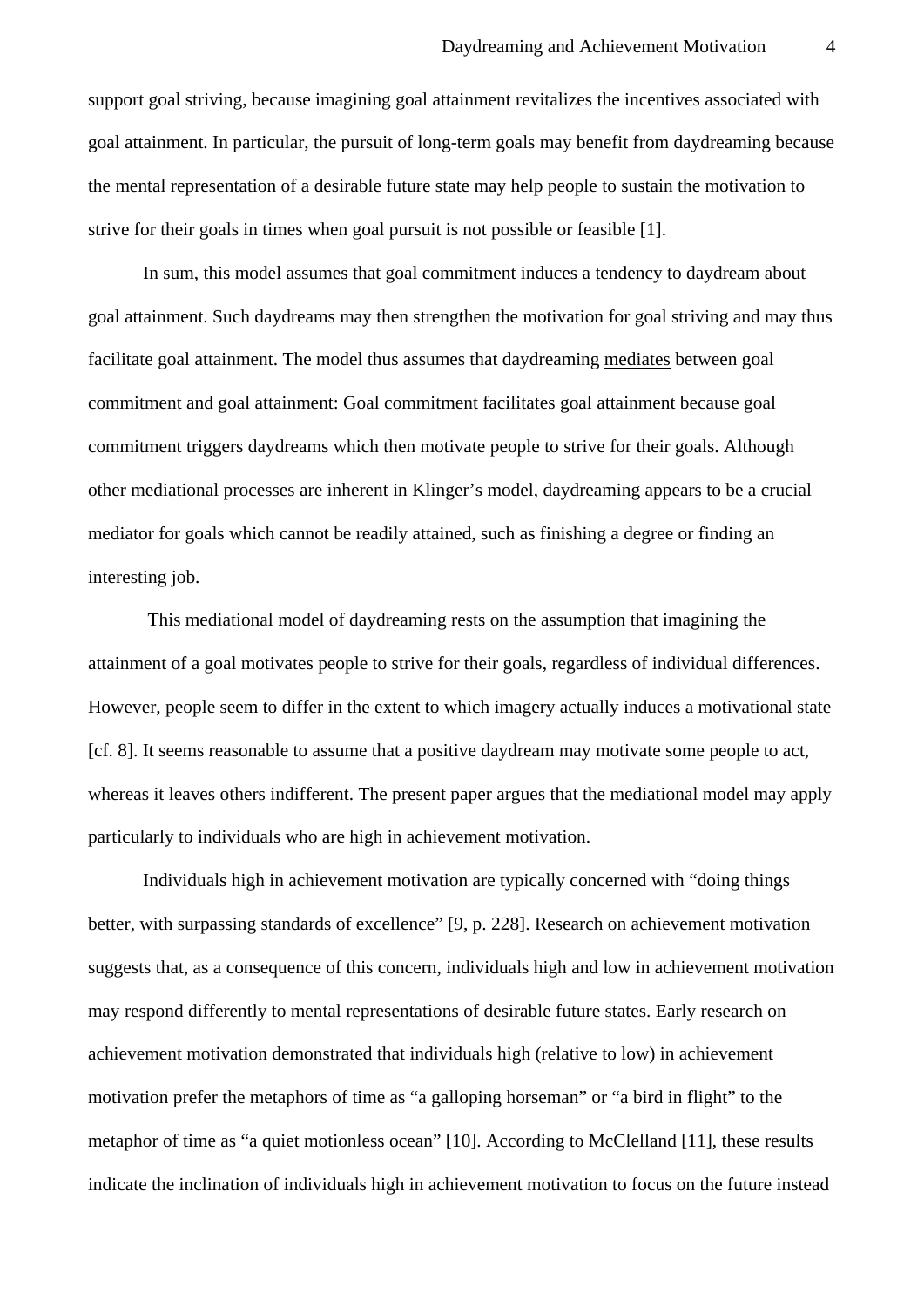support goal striving, because imagining goal attainment revitalizes the incentives associated with goal attainment. In particular, the pursuit of long-term goals may benefit from daydreaming because the mental representation of a desirable future state may help people to sustain the motivation to strive for their goals in times when goal pursuit is not possible or feasible [1].

In sum, this model assumes that goal commitment induces a tendency to daydream about goal attainment. Such daydreams may then strengthen the motivation for goal striving and may thus facilitate goal attainment. The model thus assumes that daydreaming mediates between goal commitment and goal attainment: Goal commitment facilitates goal attainment because goal commitment triggers daydreams which then motivate people to strive for their goals. Although other mediational processes are inherent in Klinger's model, daydreaming appears to be a crucial mediator for goals which cannot be readily attained, such as finishing a degree or finding an interesting job.

This mediational model of daydreaming rests on the assumption that imagining the attainment of a goal motivates people to strive for their goals, regardless of individual differences. However, people seem to differ in the extent to which imagery actually induces a motivational state [cf. 8]. It seems reasonable to assume that a positive daydream may motivate some people to act, whereas it leaves others indifferent. The present paper argues that the mediational model may apply particularly to individuals who are high in achievement motivation.

Individuals high in achievement motivation are typically concerned with "doing things better, with surpassing standards of excellence" [9, p. 228]. Research on achievement motivation suggests that, as a consequence of this concern, individuals high and low in achievement motivation may respond differently to mental representations of desirable future states. Early research on achievement motivation demonstrated that individuals high (relative to low) in achievement motivation prefer the metaphors of time as "a galloping horseman" or "a bird in flight" to the metaphor of time as "a quiet motionless ocean" [10]. According to McClelland [11], these results indicate the inclination of individuals high in achievement motivation to focus on the future instead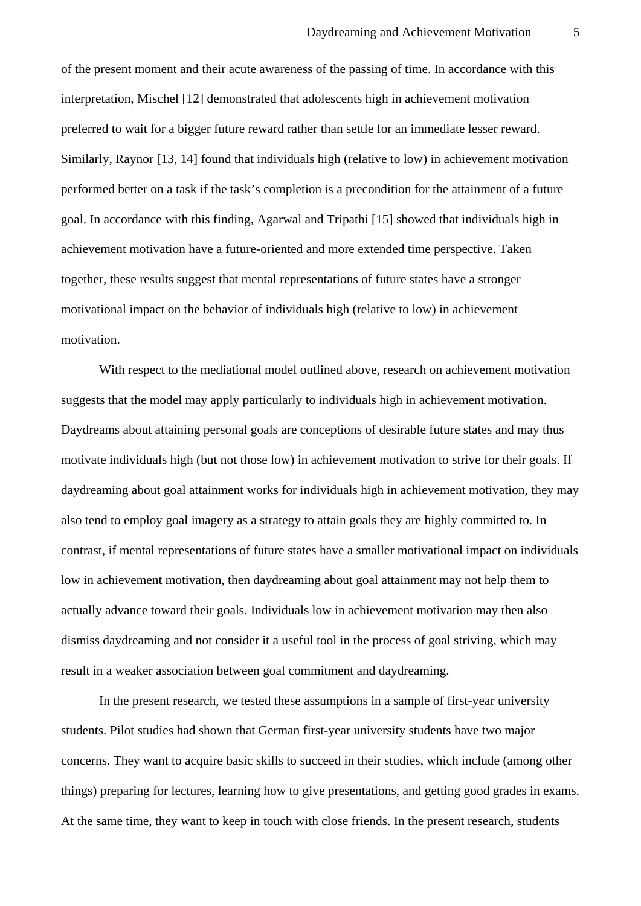of the present moment and their acute awareness of the passing of time. In accordance with this interpretation, Mischel [12] demonstrated that adolescents high in achievement motivation preferred to wait for a bigger future reward rather than settle for an immediate lesser reward. Similarly, Raynor [13, 14] found that individuals high (relative to low) in achievement motivation performed better on a task if the task's completion is a precondition for the attainment of a future goal. In accordance with this finding, Agarwal and Tripathi [15] showed that individuals high in achievement motivation have a future-oriented and more extended time perspective. Taken together, these results suggest that mental representations of future states have a stronger motivational impact on the behavior of individuals high (relative to low) in achievement motivation.

With respect to the mediational model outlined above, research on achievement motivation suggests that the model may apply particularly to individuals high in achievement motivation. Daydreams about attaining personal goals are conceptions of desirable future states and may thus motivate individuals high (but not those low) in achievement motivation to strive for their goals. If daydreaming about goal attainment works for individuals high in achievement motivation, they may also tend to employ goal imagery as a strategy to attain goals they are highly committed to. In contrast, if mental representations of future states have a smaller motivational impact on individuals low in achievement motivation, then daydreaming about goal attainment may not help them to actually advance toward their goals. Individuals low in achievement motivation may then also dismiss daydreaming and not consider it a useful tool in the process of goal striving, which may result in a weaker association between goal commitment and daydreaming.

In the present research, we tested these assumptions in a sample of first-year university students. Pilot studies had shown that German first-year university students have two major concerns. They want to acquire basic skills to succeed in their studies, which include (among other things) preparing for lectures, learning how to give presentations, and getting good grades in exams. At the same time, they want to keep in touch with close friends. In the present research, students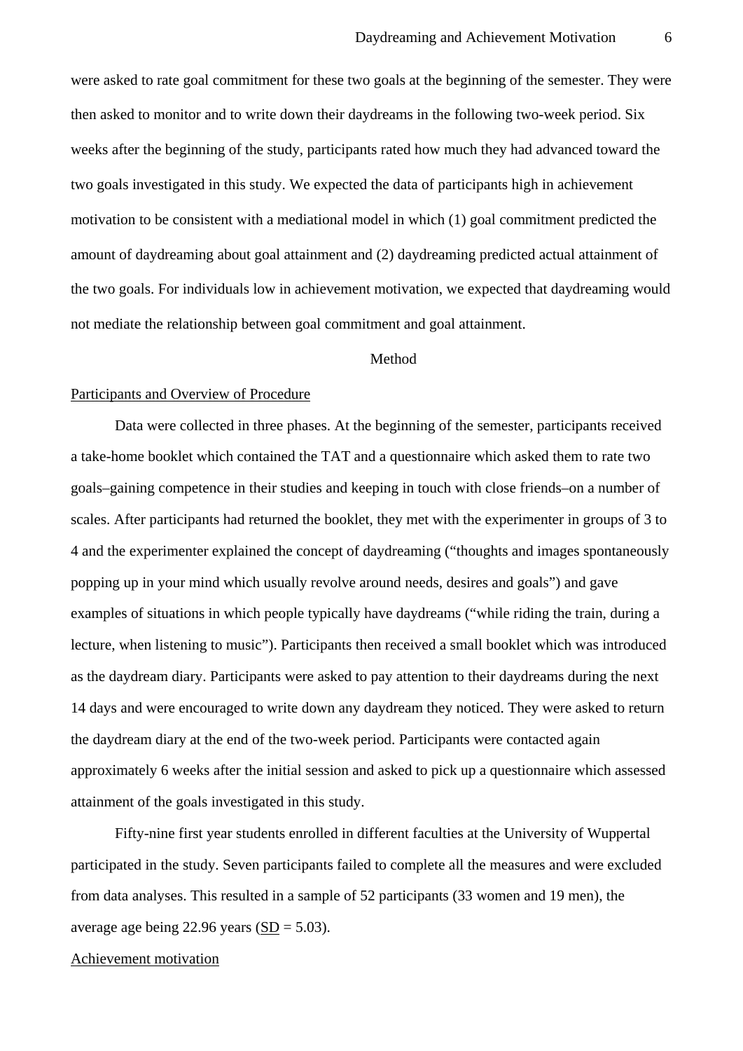were asked to rate goal commitment for these two goals at the beginning of the semester. They were then asked to monitor and to write down their daydreams in the following two-week period. Six weeks after the beginning of the study, participants rated how much they had advanced toward the two goals investigated in this study. We expected the data of participants high in achievement motivation to be consistent with a mediational model in which (1) goal commitment predicted the amount of daydreaming about goal attainment and (2) daydreaming predicted actual attainment of the two goals. For individuals low in achievement motivation, we expected that daydreaming would not mediate the relationship between goal commitment and goal attainment.

## Method

### Participants and Overview of Procedure

Data were collected in three phases. At the beginning of the semester, participants received a take-home booklet which contained the TAT and a questionnaire which asked them to rate two goals–gaining competence in their studies and keeping in touch with close friends–on a number of scales. After participants had returned the booklet, they met with the experimenter in groups of 3 to 4 and the experimenter explained the concept of daydreaming ("thoughts and images spontaneously popping up in your mind which usually revolve around needs, desires and goals") and gave examples of situations in which people typically have daydreams ("while riding the train, during a lecture, when listening to music"). Participants then received a small booklet which was introduced as the daydream diary. Participants were asked to pay attention to their daydreams during the next 14 days and were encouraged to write down any daydream they noticed. They were asked to return the daydream diary at the end of the two-week period. Participants were contacted again approximately 6 weeks after the initial session and asked to pick up a questionnaire which assessed attainment of the goals investigated in this study.

Fifty-nine first year students enrolled in different faculties at the University of Wuppertal participated in the study. Seven participants failed to complete all the measures and were excluded from data analyses. This resulted in a sample of 52 participants (33 women and 19 men), the average age being 22.96 years (SD = 5.03).

### Achievement motivation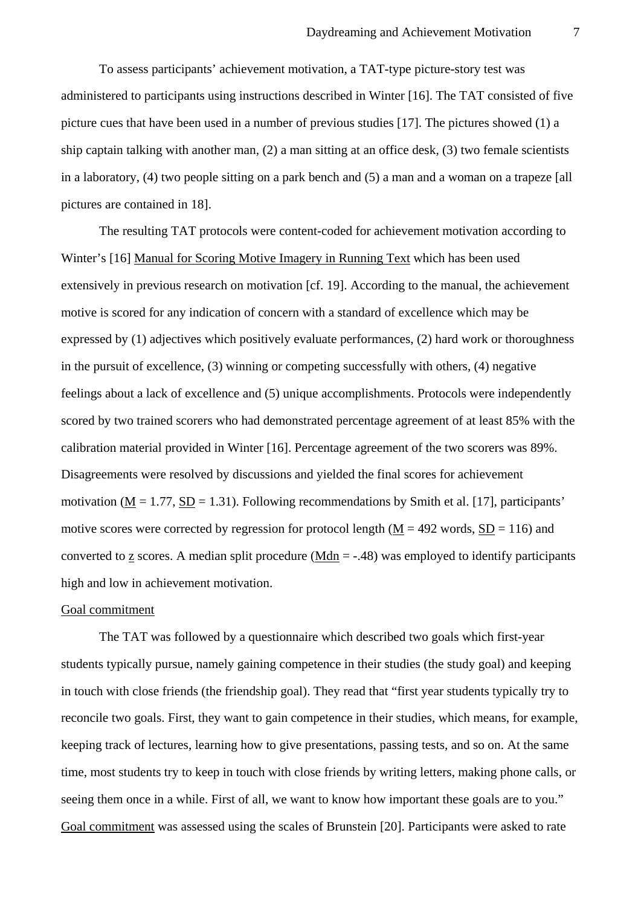To assess participants' achievement motivation, a TAT-type picture-story test was administered to participants using instructions described in Winter [16]. The TAT consisted of five picture cues that have been used in a number of previous studies [17]. The pictures showed (1) a ship captain talking with another man, (2) a man sitting at an office desk, (3) two female scientists in a laboratory, (4) two people sitting on a park bench and (5) a man and a woman on a trapeze [all pictures are contained in 18].

The resulting TAT protocols were content-coded for achievement motivation according to Winter's [16] Manual for Scoring Motive Imagery in Running Text which has been used extensively in previous research on motivation [cf. 19]. According to the manual, the achievement motive is scored for any indication of concern with a standard of excellence which may be expressed by (1) adjectives which positively evaluate performances, (2) hard work or thoroughness in the pursuit of excellence, (3) winning or competing successfully with others, (4) negative feelings about a lack of excellence and (5) unique accomplishments. Protocols were independently scored by two trained scorers who had demonstrated percentage agreement of at least 85% with the calibration material provided in Winter [16]. Percentage agreement of the two scorers was 89%. Disagreements were resolved by discussions and yielded the final scores for achievement motivation ($M$ = 1.77, $SD$ = 1.31). Following recommendations by Smith et al. [17], participants' motive scores were corrected by regression for protocol length ($M$ = 492 words, $SD$ = 116) and converted to $z$ scores. A median split procedure ($Mdn$ = -.48) was employed to identify participants high and low in achievement motivation.

Goal commitment

The TAT was followed by a questionnaire which described two goals which first-year students typically pursue, namely gaining competence in their studies (the study goal) and keeping in touch with close friends (the friendship goal). They read that "first year students typically try to reconcile two goals. First, they want to gain competence in their studies, which means, for example, keeping track of lectures, learning how to give presentations, passing tests, and so on. At the same time, most students try to keep in touch with close friends by writing letters, making phone calls, or seeing them once in a while. First of all, we want to know how important these goals are to you." Goal commitment was assessed using the scales of Brunstein [20]. Participants were asked to rate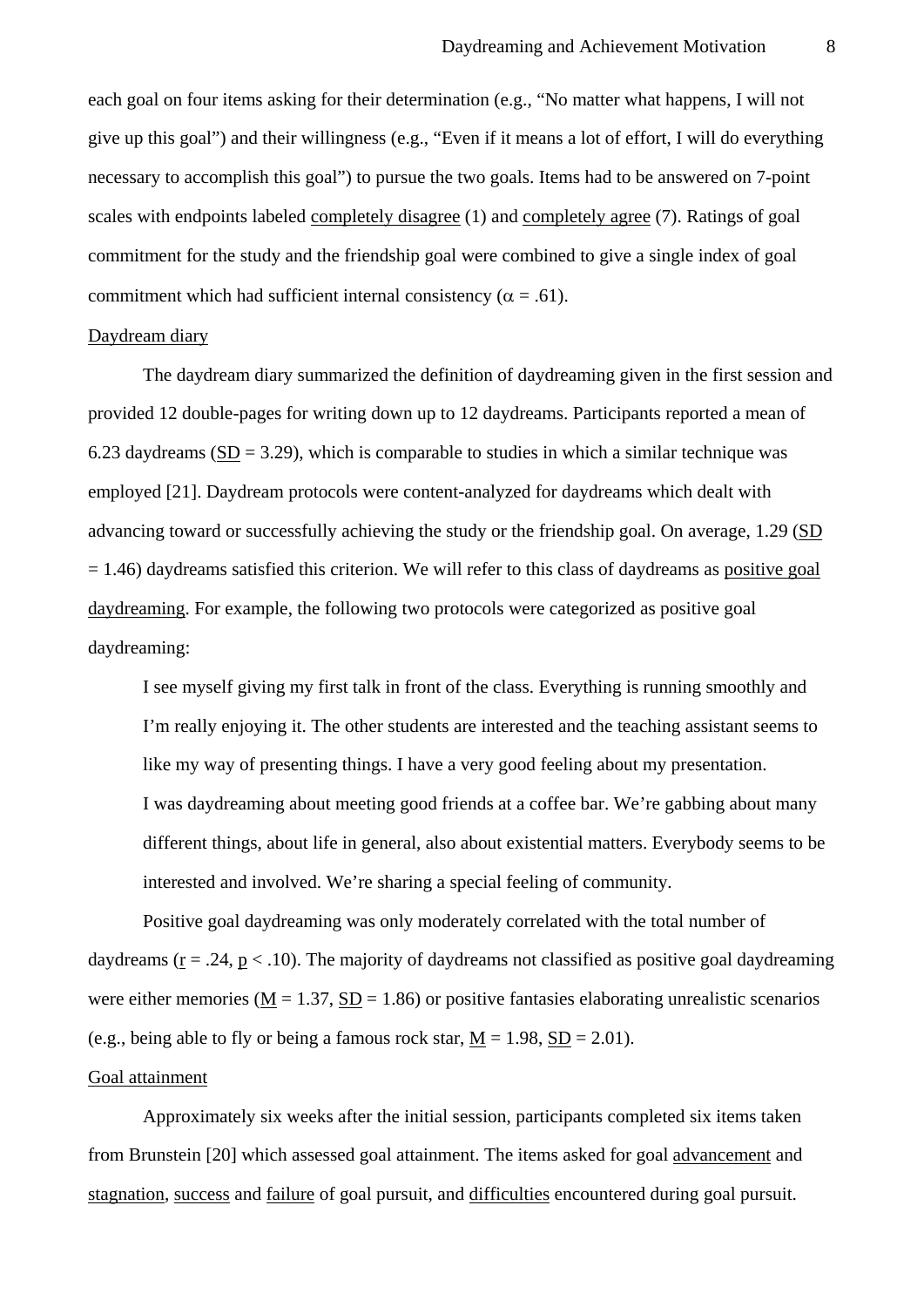each goal on four items asking for their determination (e.g., “No matter what happens, I will not give up this goal”) and their willingness (e.g., “Even if it means a lot of effort, I will do everything necessary to accomplish this goal”) to pursue the two goals. Items had to be answered on 7-point scales with endpoints labeled completely disagree (1) and completely agree (7). Ratings of goal commitment for the study and the friendship goal were combined to give a single index of goal commitment which had sufficient internal consistency ($\alpha = .61$).

Daydream diary

The daydream diary summarized the definition of daydreaming given in the first session and provided 12 double-pages for writing down up to 12 daydreams. Participants reported a mean of 6.23 daydreams ($SD = 3.29$), which is comparable to studies in which a similar technique was employed [21]. Daydream protocols were content-analyzed for daydreams which dealt with advancing toward or successfully achieving the study or the friendship goal. On average, 1.29 ($SD = 1.46$) daydreams satisfied this criterion. We will refer to this class of daydreams as positive goal daydreaming. For example, the following two protocols were categorized as positive goal daydreaming:

> I see myself giving my first talk in front of the class. Everything is running smoothly and I’m really enjoying it. The other students are interested and the teaching assistant seems to like my way of presenting things. I have a very good feeling about my presentation.
>
> I was daydreaming about meeting good friends at a coffee bar. We’re gabbing about many different things, about life in general, also about existential matters. Everybody seems to be interested and involved. We’re sharing a special feeling of community.

Positive goal daydreaming was only moderately correlated with the total number of daydreams ($r = .24$, $p < .10$). The majority of daydreams not classified as positive goal daydreaming were either memories ($M = 1.37$, $SD = 1.86$) or positive fantasies elaborating unrealistic scenarios (e.g., being able to fly or being a famous rock star, $M = 1.98$, $SD = 2.01$).

Goal attainment

Approximately six weeks after the initial session, participants completed six items taken from Brunstein [20] which assessed goal attainment. The items asked for goal advancement and stagnation, success and failure of goal pursuit, and difficulties encountered during goal pursuit.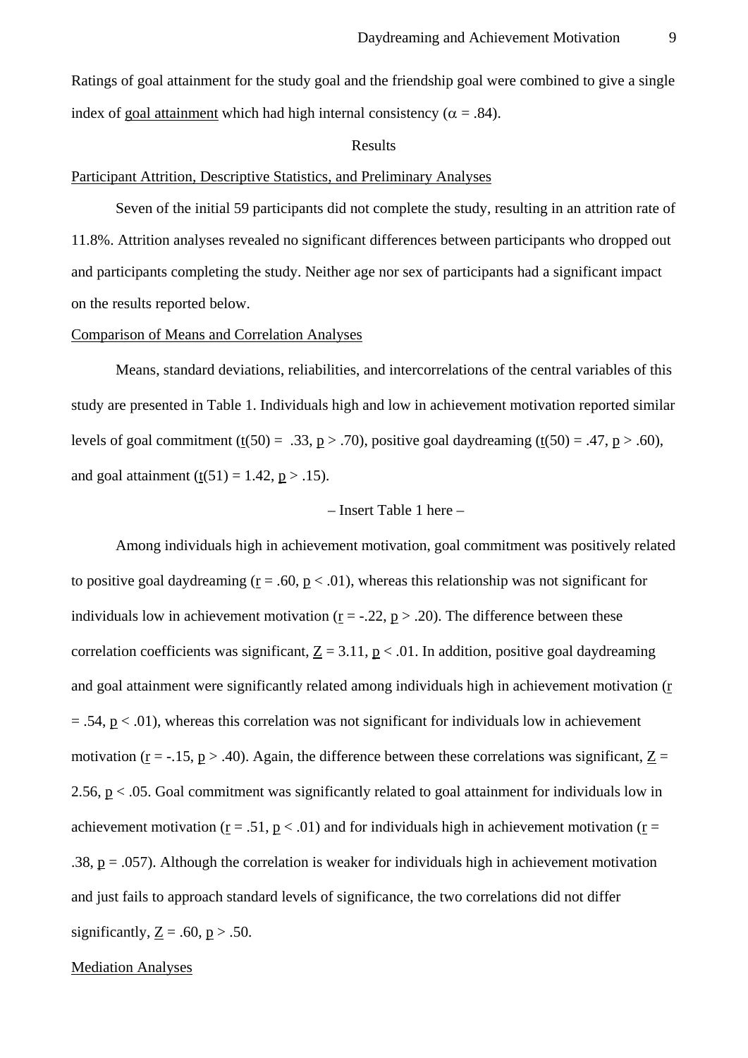Ratings of goal attainment for the study goal and the friendship goal were combined to give a single index of goal attainment which had high internal consistency ($\alpha = .84$).

## Results

### Participant Attrition, Descriptive Statistics, and Preliminary Analyses

Seven of the initial 59 participants did not complete the study, resulting in an attrition rate of 11.8%. Attrition analyses revealed no significant differences between participants who dropped out and participants completing the study. Neither age nor sex of participants had a significant impact on the results reported below.

### Comparison of Means and Correlation Analyses

Means, standard deviations, reliabilities, and intercorrelations of the central variables of this study are presented in Table 1. Individuals high and low in achievement motivation reported similar levels of goal commitment ($t(50) = .33$, $p > .70$), positive goal daydreaming ($t(50) = .47$, $p > .60$), and goal attainment ($t(51) = 1.42$, $p > .15$).

– Insert Table 1 here –

Among individuals high in achievement motivation, goal commitment was positively related to positive goal daydreaming ($r = .60$, $p < .01$), whereas this relationship was not significant for individuals low in achievement motivation ($r = -.22$, $p > .20$). The difference between these correlation coefficients was significant, $Z = 3.11$, $p < .01$. In addition, positive goal daydreaming and goal attainment were significantly related among individuals high in achievement motivation ($r = .54$, $p < .01$), whereas this correlation was not significant for individuals low in achievement motivation ($r = -.15$, $p > .40$). Again, the difference between these correlations was significant, $Z = 2.56$, $p < .05$. Goal commitment was significantly related to goal attainment for individuals low in achievement motivation ($r = .51$, $p < .01$) and for individuals high in achievement motivation ($r = .38$, $p = .057$). Although the correlation is weaker for individuals high in achievement motivation and just fails to approach standard levels of significance, the two correlations did not differ significantly, $Z = .60$, $p > .50$.

### Mediation Analyses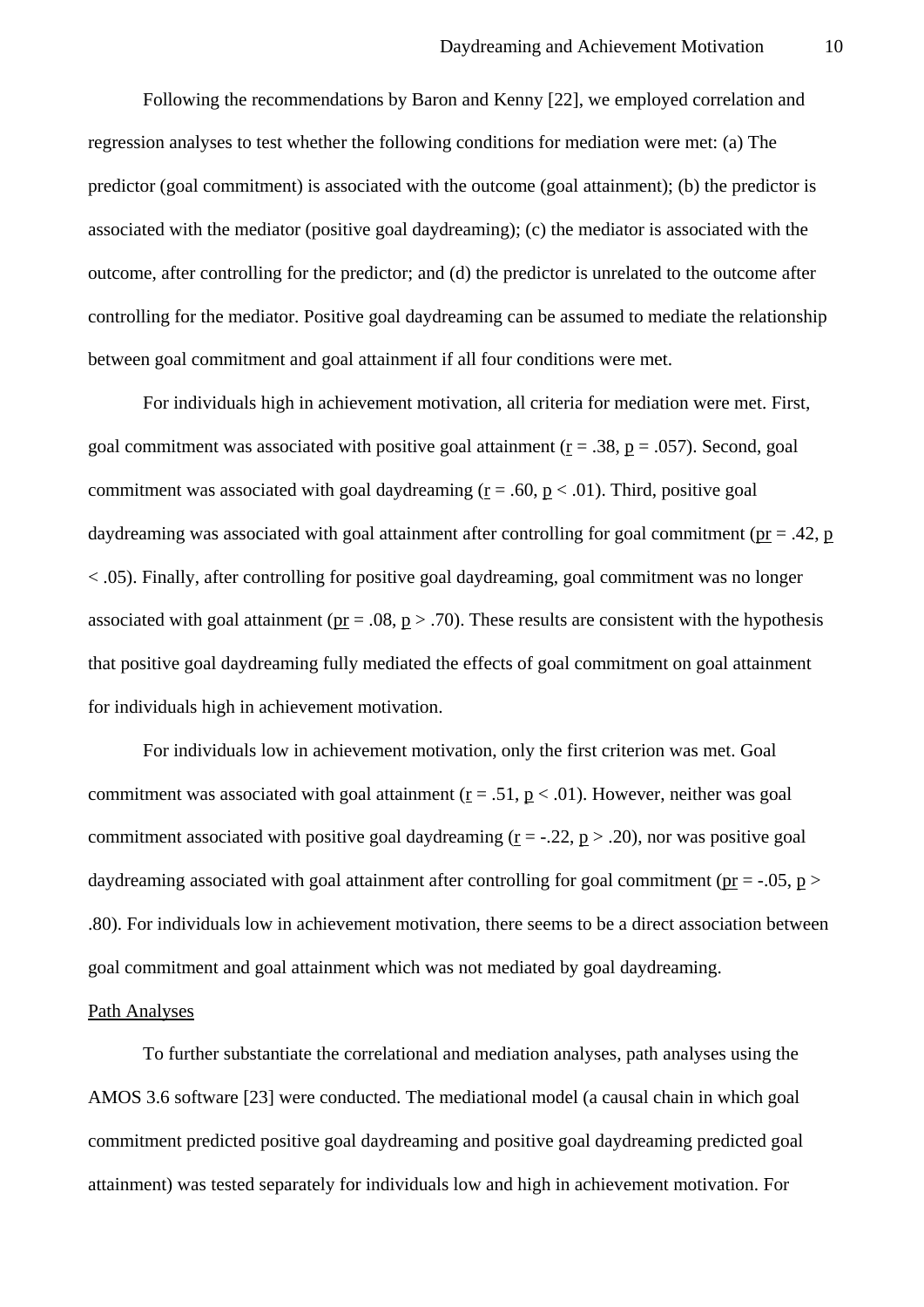Following the recommendations by Baron and Kenny [22], we employed correlation and regression analyses to test whether the following conditions for mediation were met: (a) The predictor (goal commitment) is associated with the outcome (goal attainment); (b) the predictor is associated with the mediator (positive goal daydreaming); (c) the mediator is associated with the outcome, after controlling for the predictor; and (d) the predictor is unrelated to the outcome after controlling for the mediator. Positive goal daydreaming can be assumed to mediate the relationship between goal commitment and goal attainment if all four conditions were met.

For individuals high in achievement motivation, all criteria for mediation were met. First, goal commitment was associated with positive goal attainment ($r = .38$, $p = .057$). Second, goal commitment was associated with goal daydreaming ($r = .60$, $p < .01$). Third, positive goal daydreaming was associated with goal attainment after controlling for goal commitment ($pr = .42$, $p < .05$). Finally, after controlling for positive goal daydreaming, goal commitment was no longer associated with goal attainment ($pr = .08$, $p > .70$). These results are consistent with the hypothesis that positive goal daydreaming fully mediated the effects of goal commitment on goal attainment for individuals high in achievement motivation.

For individuals low in achievement motivation, only the first criterion was met. Goal commitment was associated with goal attainment ($r = .51$, $p < .01$). However, neither was goal commitment associated with positive goal daydreaming ($r = -.22$, $p > .20$), nor was positive goal daydreaming associated with goal attainment after controlling for goal commitment ($pr = -.05$, $p > .80$). For individuals low in achievement motivation, there seems to be a direct association between goal commitment and goal attainment which was not mediated by goal daydreaming.

Path Analyses

To further substantiate the correlational and mediation analyses, path analyses using the AMOS 3.6 software [23] were conducted. The mediational model (a causal chain in which goal commitment predicted positive goal daydreaming and positive goal daydreaming predicted goal attainment) was tested separately for individuals low and high in achievement motivation. For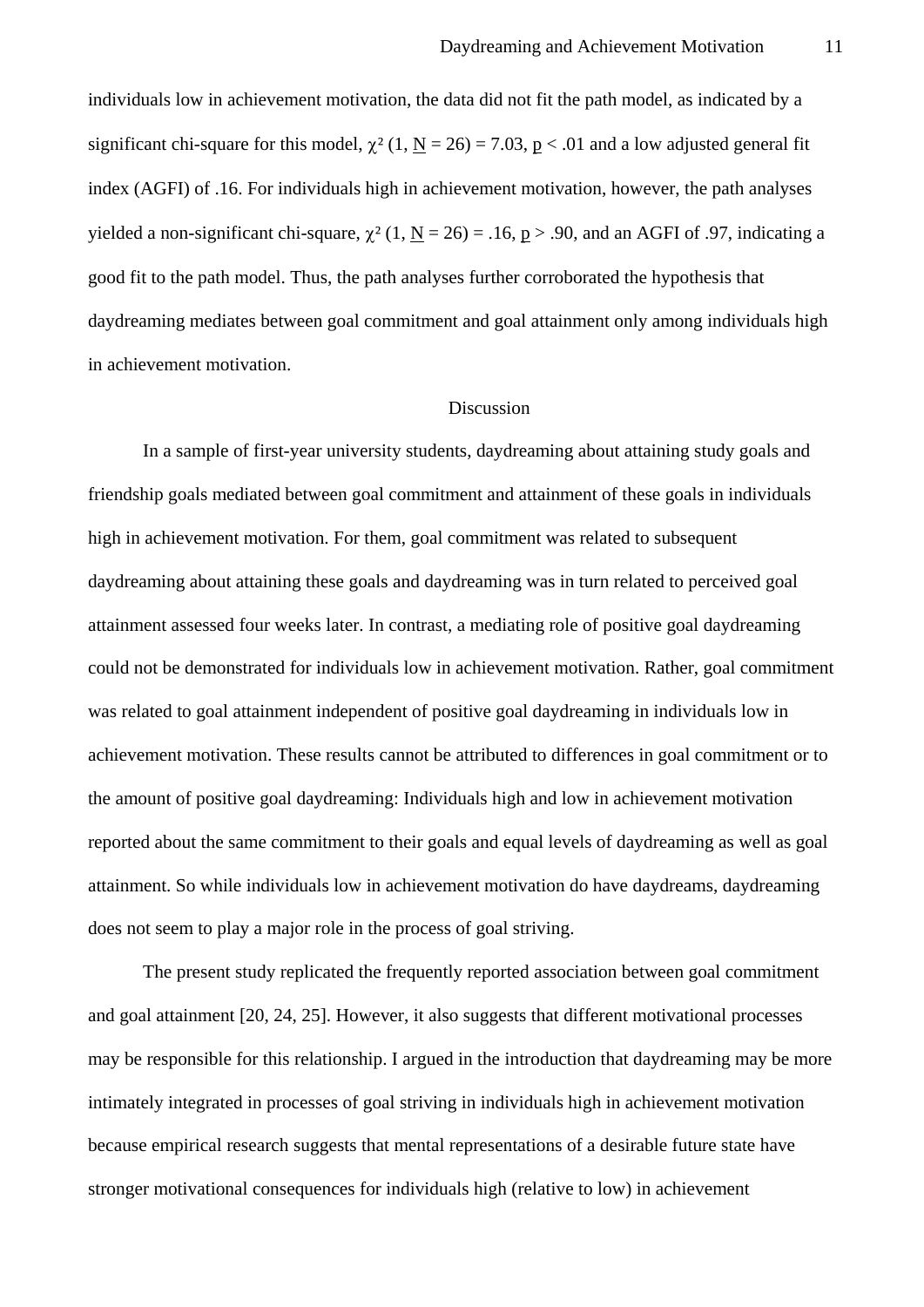individuals low in achievement motivation, the data did not fit the path model, as indicated by a significant chi-square for this model, $\chi^2$ (1, N = 26) = 7.03, p < .01 and a low adjusted general fit index (AGFI) of .16. For individuals high in achievement motivation, however, the path analyses yielded a non-significant chi-square, $\chi^2$ (1, N = 26) = .16, p > .90, and an AGFI of .97, indicating a good fit to the path model. Thus, the path analyses further corroborated the hypothesis that daydreaming mediates between goal commitment and goal attainment only among individuals high in achievement motivation.

## Discussion

In a sample of first-year university students, daydreaming about attaining study goals and friendship goals mediated between goal commitment and attainment of these goals in individuals high in achievement motivation. For them, goal commitment was related to subsequent daydreaming about attaining these goals and daydreaming was in turn related to perceived goal attainment assessed four weeks later. In contrast, a mediating role of positive goal daydreaming could not be demonstrated for individuals low in achievement motivation. Rather, goal commitment was related to goal attainment independent of positive goal daydreaming in individuals low in achievement motivation. These results cannot be attributed to differences in goal commitment or to the amount of positive goal daydreaming: Individuals high and low in achievement motivation reported about the same commitment to their goals and equal levels of daydreaming as well as goal attainment. So while individuals low in achievement motivation do have daydreams, daydreaming does not seem to play a major role in the process of goal striving.

The present study replicated the frequently reported association between goal commitment and goal attainment [20, 24, 25]. However, it also suggests that different motivational processes may be responsible for this relationship. I argued in the introduction that daydreaming may be more intimately integrated in processes of goal striving in individuals high in achievement motivation because empirical research suggests that mental representations of a desirable future state have stronger motivational consequences for individuals high (relative to low) in achievement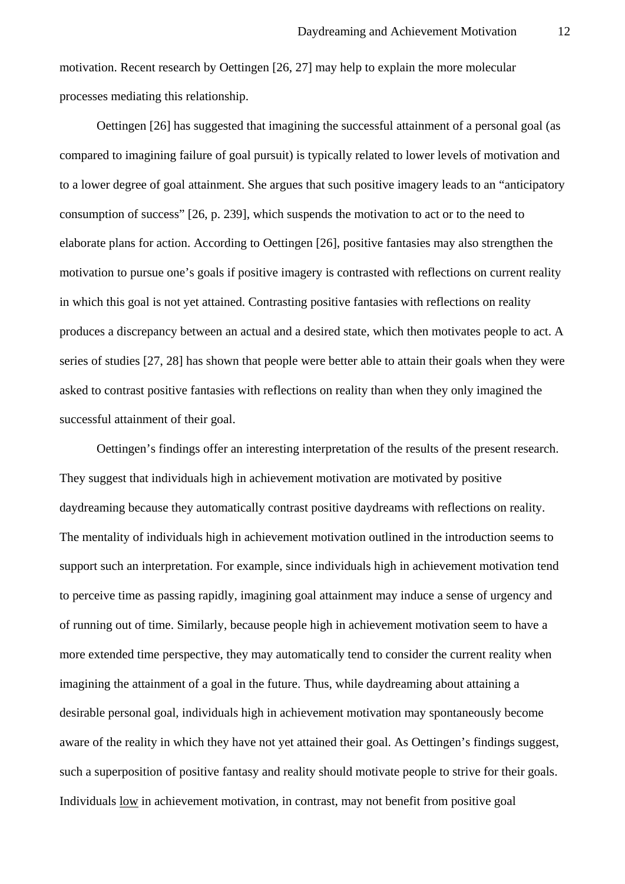motivation. Recent research by Oettingen [26, 27] may help to explain the more molecular processes mediating this relationship.

Oettingen [26] has suggested that imagining the successful attainment of a personal goal (as compared to imagining failure of goal pursuit) is typically related to lower levels of motivation and to a lower degree of goal attainment. She argues that such positive imagery leads to an "anticipatory consumption of success" [26, p. 239], which suspends the motivation to act or to the need to elaborate plans for action. According to Oettingen [26], positive fantasies may also strengthen the motivation to pursue one's goals if positive imagery is contrasted with reflections on current reality in which this goal is not yet attained. Contrasting positive fantasies with reflections on reality produces a discrepancy between an actual and a desired state, which then motivates people to act. A series of studies [27, 28] has shown that people were better able to attain their goals when they were asked to contrast positive fantasies with reflections on reality than when they only imagined the successful attainment of their goal.

Oettingen's findings offer an interesting interpretation of the results of the present research. They suggest that individuals high in achievement motivation are motivated by positive daydreaming because they automatically contrast positive daydreams with reflections on reality. The mentality of individuals high in achievement motivation outlined in the introduction seems to support such an interpretation. For example, since individuals high in achievement motivation tend to perceive time as passing rapidly, imagining goal attainment may induce a sense of urgency and of running out of time. Similarly, because people high in achievement motivation seem to have a more extended time perspective, they may automatically tend to consider the current reality when imagining the attainment of a goal in the future. Thus, while daydreaming about attaining a desirable personal goal, individuals high in achievement motivation may spontaneously become aware of the reality in which they have not yet attained their goal. As Oettingen's findings suggest, such a superposition of positive fantasy and reality should motivate people to strive for their goals. Individuals <u>low</u> in achievement motivation, in contrast, may not benefit from positive goal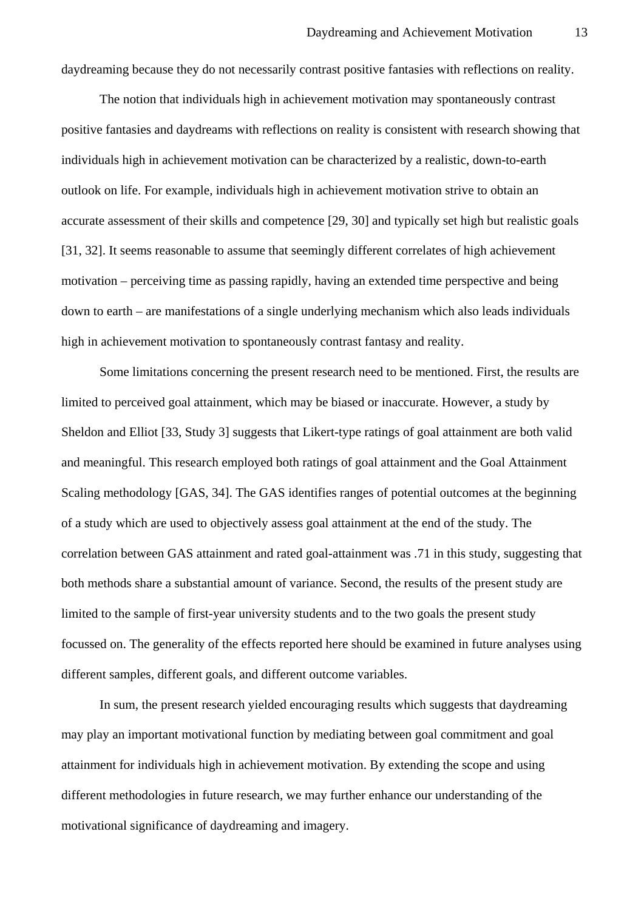daydreaming because they do not necessarily contrast positive fantasies with reflections on reality.

The notion that individuals high in achievement motivation may spontaneously contrast positive fantasies and daydreams with reflections on reality is consistent with research showing that individuals high in achievement motivation can be characterized by a realistic, down-to-earth outlook on life. For example, individuals high in achievement motivation strive to obtain an accurate assessment of their skills and competence [29, 30] and typically set high but realistic goals [31, 32]. It seems reasonable to assume that seemingly different correlates of high achievement motivation – perceiving time as passing rapidly, having an extended time perspective and being down to earth – are manifestations of a single underlying mechanism which also leads individuals high in achievement motivation to spontaneously contrast fantasy and reality.

Some limitations concerning the present research need to be mentioned. First, the results are limited to perceived goal attainment, which may be biased or inaccurate. However, a study by Sheldon and Elliot [33, Study 3] suggests that Likert-type ratings of goal attainment are both valid and meaningful. This research employed both ratings of goal attainment and the Goal Attainment Scaling methodology [GAS, 34]. The GAS identifies ranges of potential outcomes at the beginning of a study which are used to objectively assess goal attainment at the end of the study. The correlation between GAS attainment and rated goal-attainment was .71 in this study, suggesting that both methods share a substantial amount of variance. Second, the results of the present study are limited to the sample of first-year university students and to the two goals the present study focussed on. The generality of the effects reported here should be examined in future analyses using different samples, different goals, and different outcome variables.

In sum, the present research yielded encouraging results which suggests that daydreaming may play an important motivational function by mediating between goal commitment and goal attainment for individuals high in achievement motivation. By extending the scope and using different methodologies in future research, we may further enhance our understanding of the motivational significance of daydreaming and imagery.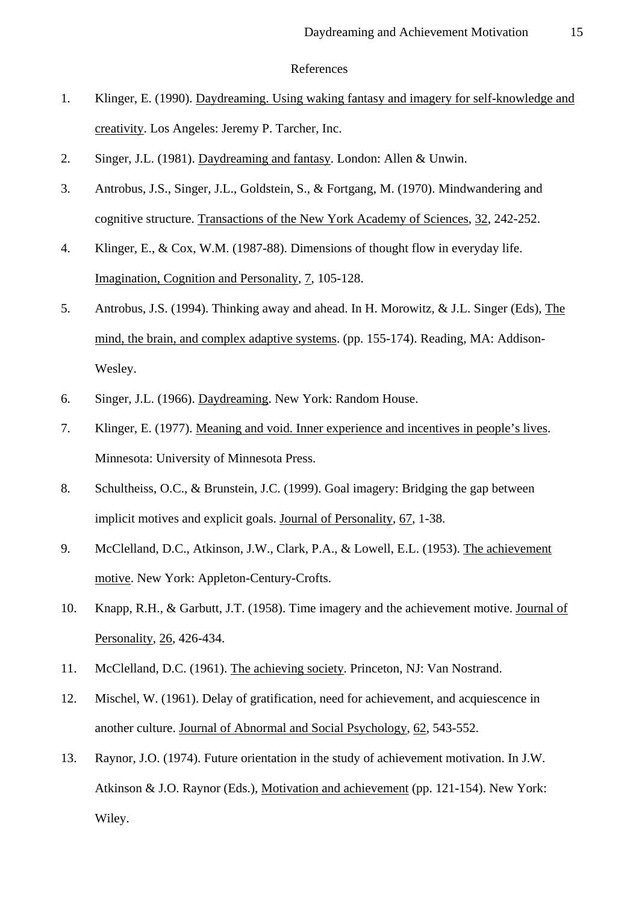# References

1. Klinger, E. (1990). Daydreaming. Using waking fantasy and imagery for self-knowledge and creativity. Los Angeles: Jeremy P. Tarcher, Inc.

2. Singer, J.L. (1981). Daydreaming and fantasy. London: Allen & Unwin.

3. Antrobus, J.S., Singer, J.L., Goldstein, S., & Fortgang, M. (1970). Mindwandering and cognitive structure. Transactions of the New York Academy of Sciences, 32, 242-252.

4. Klinger, E., & Cox, W.M. (1987-88). Dimensions of thought flow in everyday life. Imagination, Cognition and Personality, 7, 105-128.

5. Antrobus, J.S. (1994). Thinking away and ahead. In H. Morowitz, & J.L. Singer (Eds), The mind, the brain, and complex adaptive systems. (pp. 155-174). Reading, MA: Addison-Wesley.

6. Singer, J.L. (1966). Daydreaming. New York: Random House.

7. Klinger, E. (1977). Meaning and void. Inner experience and incentives in people's lives. Minnesota: University of Minnesota Press.

8. Schultheiss, O.C., & Brunstein, J.C. (1999). Goal imagery: Bridging the gap between implicit motives and explicit goals. Journal of Personality, 67, 1-38.

9. McClelland, D.C., Atkinson, J.W., Clark, P.A., & Lowell, E.L. (1953). The achievement motive. New York: Appleton-Century-Crofts.

10. Knapp, R.H., & Garbutt, J.T. (1958). Time imagery and the achievement motive. Journal of Personality, 26, 426-434.

11. McClelland, D.C. (1961). The achieving society. Princeton, NJ: Van Nostrand.

12. Mischel, W. (1961). Delay of gratification, need for achievement, and acquiescence in another culture. Journal of Abnormal and Social Psychology, 62, 543-552.

13. Raynor, J.O. (1974). Future orientation in the study of achievement motivation. In J.W. Atkinson & J.O. Raynor (Eds.), Motivation and achievement (pp. 121-154). New York: Wiley.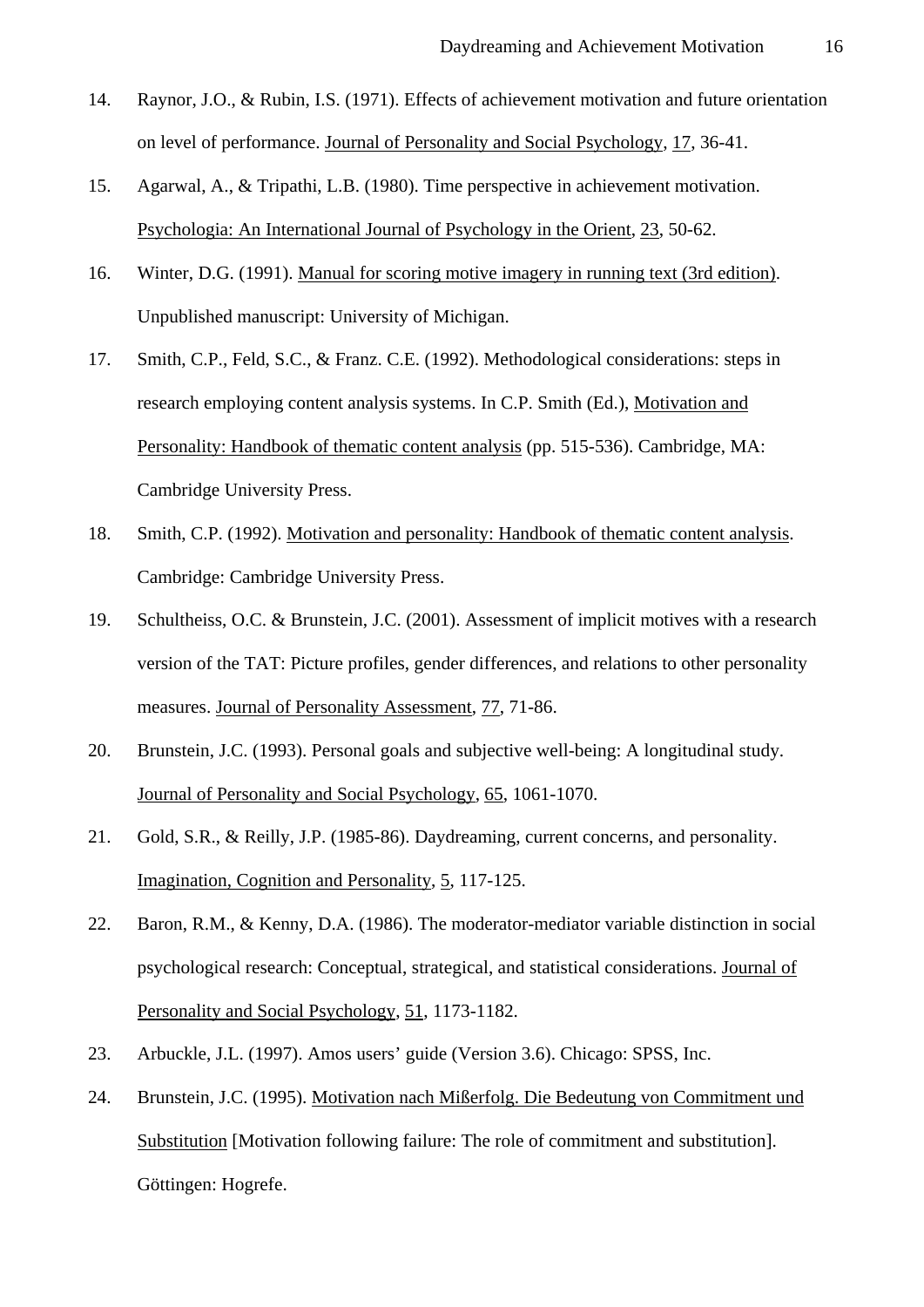14. Raynor, J.O., & Rubin, I.S. (1971). Effects of achievement motivation and future orientation on level of performance. Journal of Personality and Social Psychology, 17, 36-41.

15. Agarwal, A., & Tripathi, L.B. (1980). Time perspective in achievement motivation. Psychologia: An International Journal of Psychology in the Orient, 23, 50-62.

16. Winter, D.G. (1991). Manual for scoring motive imagery in running text (3rd edition). Unpublished manuscript: University of Michigan.

17. Smith, C.P., Feld, S.C., & Franz. C.E. (1992). Methodological considerations: steps in research employing content analysis systems. In C.P. Smith (Ed.), Motivation and Personality: Handbook of thematic content analysis (pp. 515-536). Cambridge, MA: Cambridge University Press.

18. Smith, C.P. (1992). Motivation and personality: Handbook of thematic content analysis. Cambridge: Cambridge University Press.

19. Schultheiss, O.C. & Brunstein, J.C. (2001). Assessment of implicit motives with a research version of the TAT: Picture profiles, gender differences, and relations to other personality measures. Journal of Personality Assessment, 77, 71-86.

20. Brunstein, J.C. (1993). Personal goals and subjective well-being: A longitudinal study. Journal of Personality and Social Psychology, 65, 1061-1070.

21. Gold, S.R., & Reilly, J.P. (1985-86). Daydreaming, current concerns, and personality. Imagination, Cognition and Personality, 5, 117-125.

22. Baron, R.M., & Kenny, D.A. (1986). The moderator-mediator variable distinction in social psychological research: Conceptual, strategical, and statistical considerations. Journal of Personality and Social Psychology, 51, 1173-1182.

23. Arbuckle, J.L. (1997). Amos users' guide (Version 3.6). Chicago: SPSS, Inc.

24. Brunstein, J.C. (1995). Motivation nach Mißerfolg. Die Bedeutung von Commitment und Substitution [Motivation following failure: The role of commitment and substitution]. Göttingen: Hogrefe.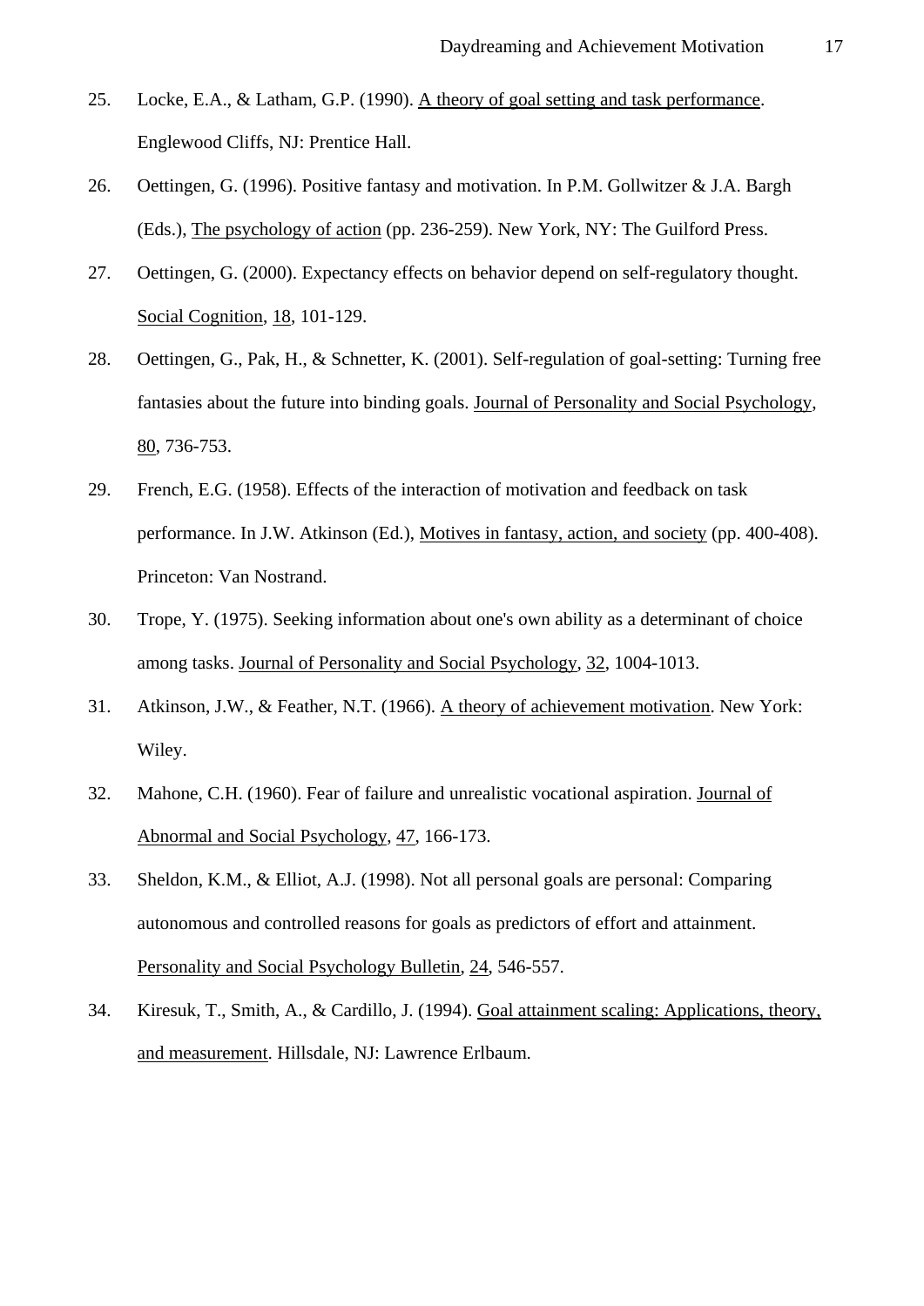25. Locke, E.A., & Latham, G.P. (1990). A theory of goal setting and task performance. Englewood Cliffs, NJ: Prentice Hall.

26. Oettingen, G. (1996). Positive fantasy and motivation. In P.M. Gollwitzer & J.A. Bargh (Eds.), The psychology of action (pp. 236-259). New York, NY: The Guilford Press.

27. Oettingen, G. (2000). Expectancy effects on behavior depend on self-regulatory thought. Social Cognition, 18, 101-129.

28. Oettingen, G., Pak, H., & Schnetter, K. (2001). Self-regulation of goal-setting: Turning free fantasies about the future into binding goals. Journal of Personality and Social Psychology, 80, 736-753.

29. French, E.G. (1958). Effects of the interaction of motivation and feedback on task performance. In J.W. Atkinson (Ed.), Motives in fantasy, action, and society (pp. 400-408). Princeton: Van Nostrand.

30. Trope, Y. (1975). Seeking information about one's own ability as a determinant of choice among tasks. Journal of Personality and Social Psychology, 32, 1004-1013.

31. Atkinson, J.W., & Feather, N.T. (1966). A theory of achievement motivation. New York: Wiley.

32. Mahone, C.H. (1960). Fear of failure and unrealistic vocational aspiration. Journal of Abnormal and Social Psychology, 47, 166-173.

33. Sheldon, K.M., & Elliot, A.J. (1998). Not all personal goals are personal: Comparing autonomous and controlled reasons for goals as predictors of effort and attainment. Personality and Social Psychology Bulletin, 24, 546-557.

34. Kiresuk, T., Smith, A., & Cardillo, J. (1994). Goal attainment scaling: Applications, theory, and measurement. Hillsdale, NJ: Lawrence Erlbaum.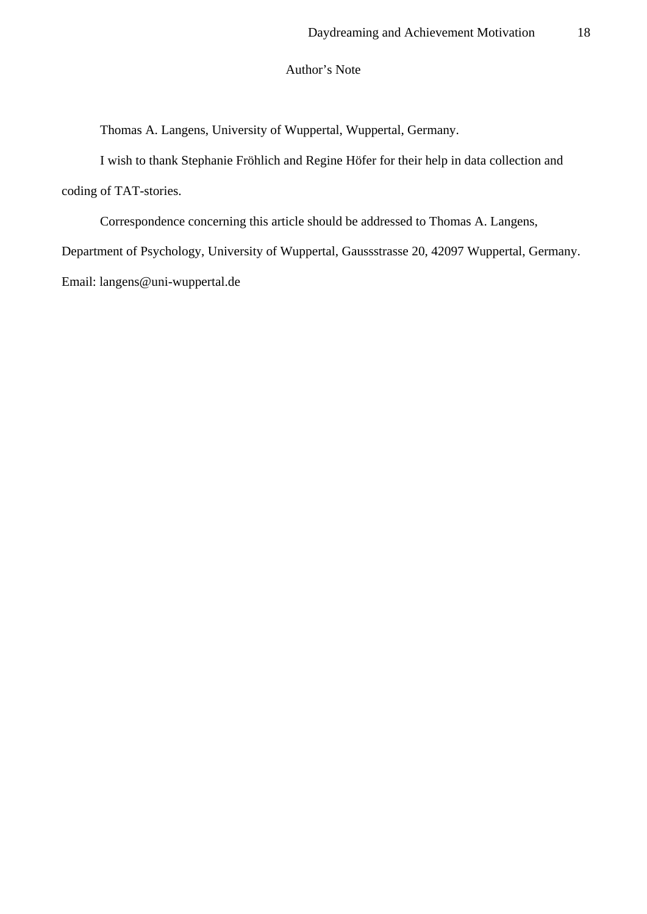# Author's Note

Thomas A. Langens, University of Wuppertal, Wuppertal, Germany.

I wish to thank Stephanie Fröhlich and Regine Höfer for their help in data collection and coding of TAT-stories.

Correspondence concerning this article should be addressed to Thomas A. Langens, Department of Psychology, University of Wuppertal, Gaussstrasse 20, 42097 Wuppertal, Germany. Email: langens@uni-wuppertal.de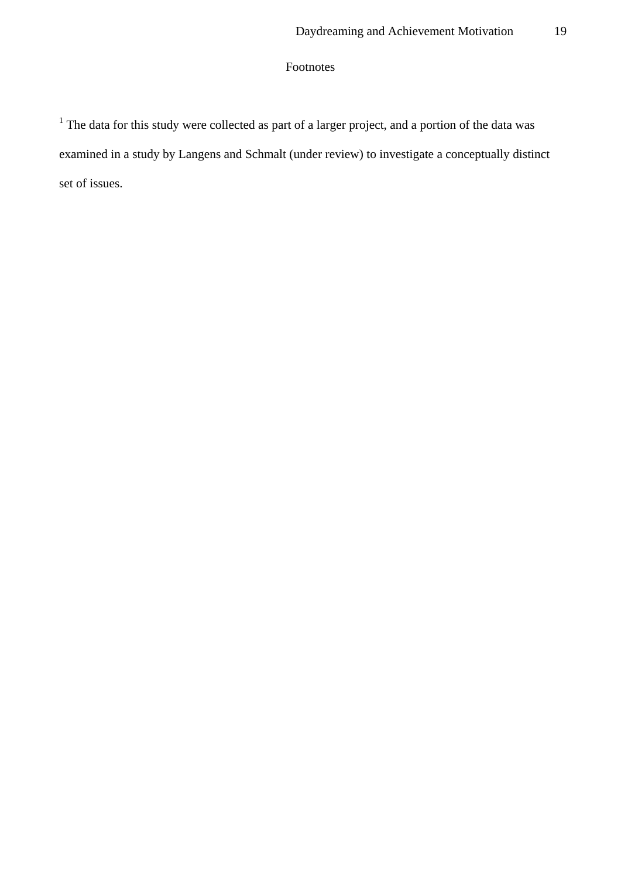# Footnotes

[1] The data for this study were collected as part of a larger project, and a portion of the data was examined in a study by Langens and Schmalt (under review) to investigate a conceptually distinct set of issues.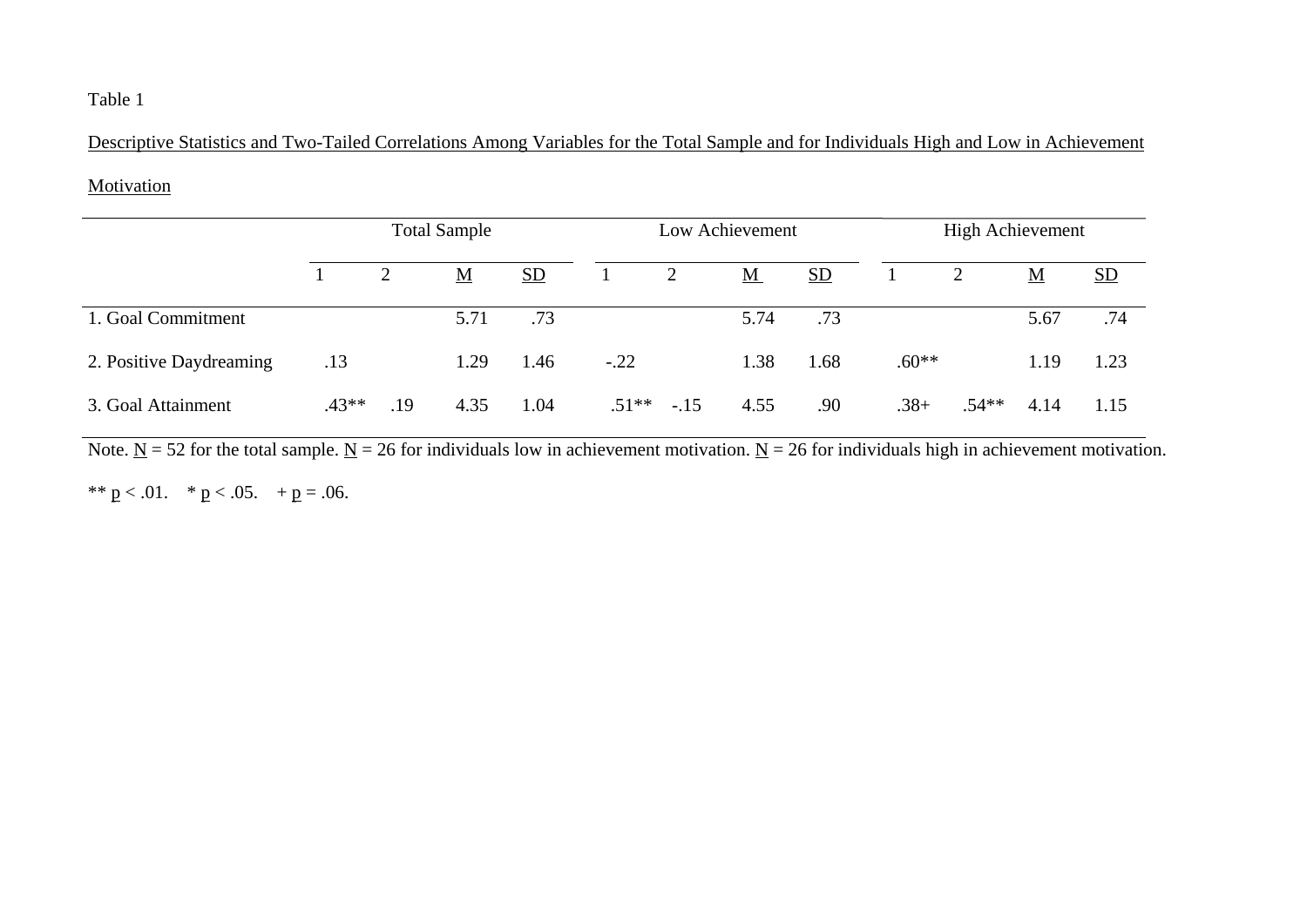Table 1

Descriptive Statistics and Two-Tailed Correlations Among Variables for the Total Sample and for Individuals High and Low in Achievement Motivation

| | Total Sample | | | | Low Achievement | | | | High Achievement | | | |
|---|---|---|---|---|---|---|---|---|---|---|---|---|
| | 1 | 2 | M | SD | 1 | 2 | M | SD | 1 | 2 | M | SD |
| 1. Goal Commitment | | | 5.71 | .73 | | | 5.74 | .73 | | | 5.67 | .74 |
| 2. Positive Daydreaming | .13 | | 1.29 | 1.46 | -.22 | | 1.38 | 1.68 | .60** | | 1.19 | 1.23 |
| 3. Goal Attainment | .43** | .19 | 4.35 | 1.04 | .51** | -.15 | 4.55 | .90 | .38+ | .54** | 4.14 | 1.15 |

Note. N = 52 for the total sample. N = 26 for individuals low in achievement motivation. N = 26 for individuals high in achievement motivation.

** $p < .01$. * $p < .05$. + $p = .06$.